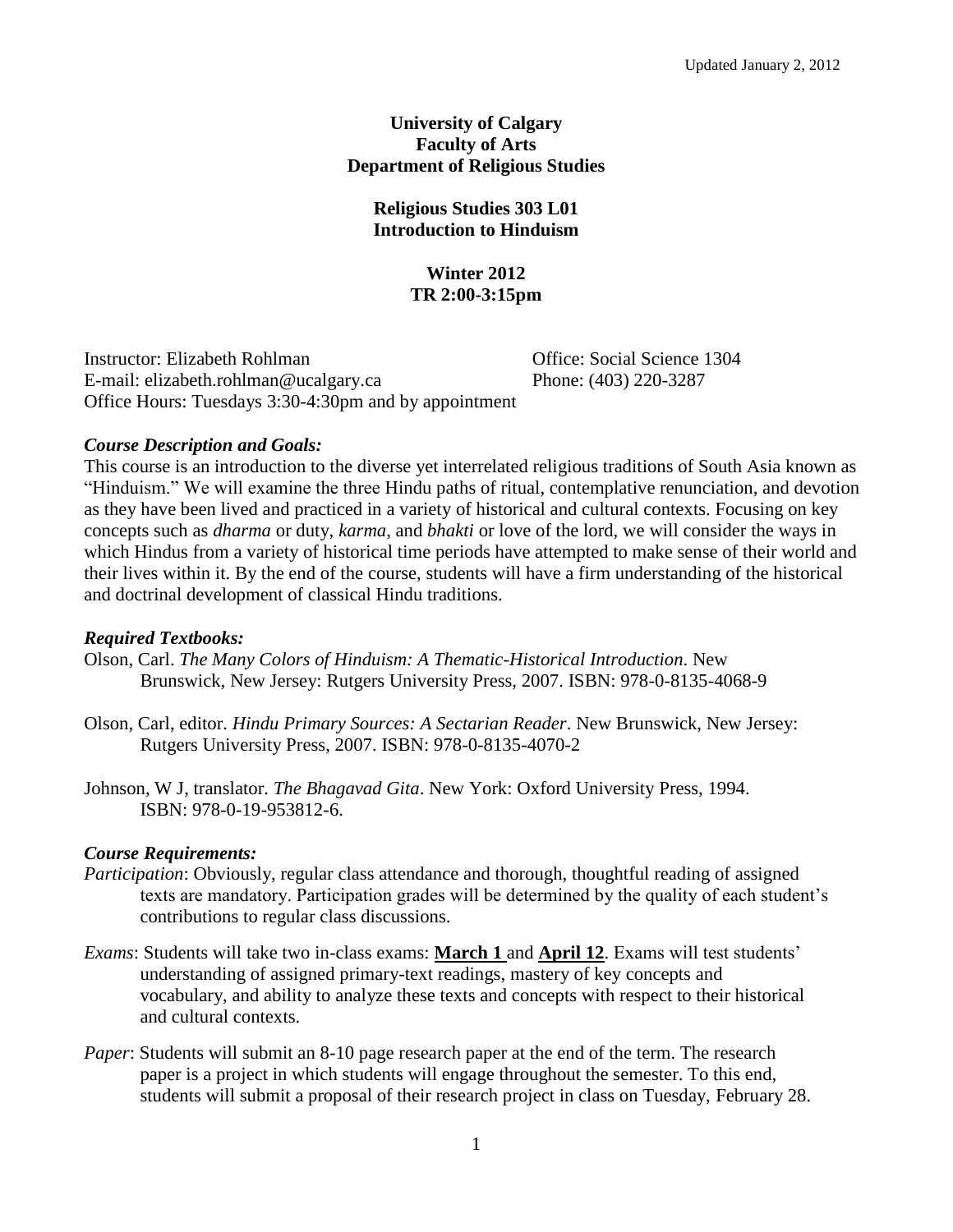Updated January 2, 2012

**University of Calgary**
**Faculty of Arts**
**Department of Religious Studies**

**Religious Studies 303 L01**
**Introduction to Hinduism**

**Winter 2012**
**TR 2:00-3:15pm**

Instructor: Elizabeth Rohlman
Office: Social Science 1304
E-mail: elizabeth.rohlman@ucalgary.ca
Phone: (403) 220-3287
Office Hours: Tuesdays 3:30-4:30pm and by appointment

### *Course Description and Goals:*

This course is an introduction to the diverse yet interrelated religious traditions of South Asia known as "Hinduism." We will examine the three Hindu paths of ritual, contemplative renunciation, and devotion as they have been lived and practiced in a variety of historical and cultural contexts. Focusing on key concepts such as *dharma* or duty, *karma*, and *bhakti* or love of the lord, we will consider the ways in which Hindus from a variety of historical time periods have attempted to make sense of their world and their lives within it. By the end of the course, students will have a firm understanding of the historical and doctrinal development of classical Hindu traditions.

### *Required Textbooks:*

Olson, Carl. *The Many Colors of Hinduism: A Thematic-Historical Introduction*. New Brunswick, New Jersey: Rutgers University Press, 2007. ISBN: 978-0-8135-4068-9

Olson, Carl, editor. *Hindu Primary Sources: A Sectarian Reader*. New Brunswick, New Jersey: Rutgers University Press, 2007. ISBN: 978-0-8135-4070-2

Johnson, W J, translator. *The Bhagavad Gita*. New York: Oxford University Press, 1994. ISBN: 978-0-19-953812-6.

### *Course Requirements:*

*Participation*: Obviously, regular class attendance and thorough, thoughtful reading of assigned texts are mandatory. Participation grades will be determined by the quality of each student's contributions to regular class discussions.

*Exams*: Students will take two in-class exams: **March 1** and **April 12**. Exams will test students' understanding of assigned primary-text readings, mastery of key concepts and vocabulary, and ability to analyze these texts and concepts with respect to their historical and cultural contexts.

*Paper*: Students will submit an 8-10 page research paper at the end of the term. The research paper is a project in which students will engage throughout the semester. To this end, students will submit a proposal of their research project in class on Tuesday, February 28.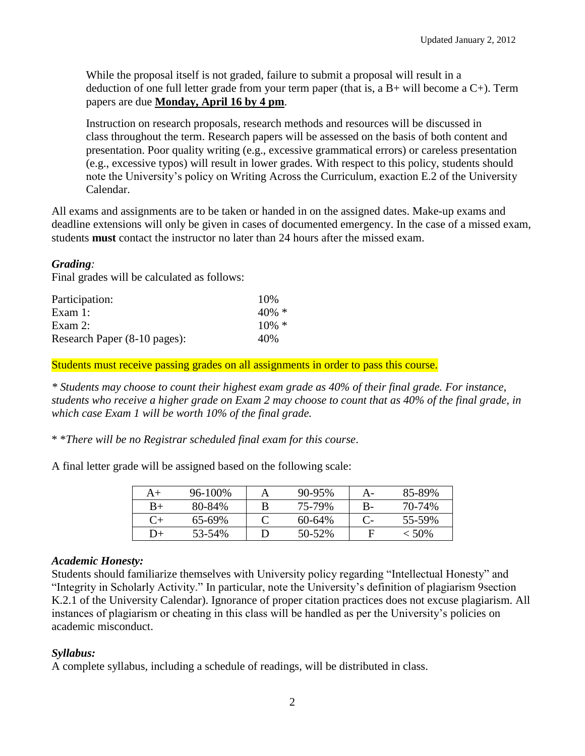While the proposal itself is not graded, failure to submit a proposal will result in a deduction of one full letter grade from your term paper (that is, a B+ will become a C+). Term papers are due **Monday, April 16 by 4 pm**.

Instruction on research proposals, research methods and resources will be discussed in class throughout the term. Research papers will be assessed on the basis of both content and presentation. Poor quality writing (e.g., excessive grammatical errors) or careless presentation (e.g., excessive typos) will result in lower grades. With respect to this policy, students should note the University's policy on Writing Across the Curriculum, exaction E.2 of the University Calendar.

All exams and assignments are to be taken or handed in on the assigned dates. Make-up exams and deadline extensions will only be given in cases of documented emergency. In the case of a missed exam, students **must** contact the instructor no later than 24 hours after the missed exam.

***Grading:***

Final grades will be calculated as follows:

| | |
|---|---|
| Participation: | 10% |
| Exam 1: | 40% * |
| Exam 2: | 10% * |
| Research Paper (8-10 pages): | 40% |

Students must receive passing grades on all assignments in order to pass this course.

*\* Students may choose to count their highest exam grade as 40% of their final grade. For instance, students who receive a higher grade on Exam 2 may choose to count that as 40% of the final grade, in which case Exam 1 will be worth 10% of the final grade.*

* **There will be no Registrar scheduled final exam for this course*.

A final letter grade will be assigned based on the following scale:

| | | | | | |
|---|---|---|---|---|---|
| A+ | 96-100% | A | 90-95% | A- | 85-89% |
| B+ | 80-84% | B | 75-79% | B- | 70-74% |
| C+ | 65-69% | C | 60-64% | C- | 55-59% |
| D+ | 53-54% | D | 50-52% | F | < 50% |

***Academic Honesty:***

Students should familiarize themselves with University policy regarding "Intellectual Honesty" and "Integrity in Scholarly Activity." In particular, note the University's definition of plagiarism 9section K.2.1 of the University Calendar). Ignorance of proper citation practices does not excuse plagiarism. All instances of plagiarism or cheating in this class will be handled as per the University's policies on academic misconduct.

***Syllabus:***

A complete syllabus, including a schedule of readings, will be distributed in class.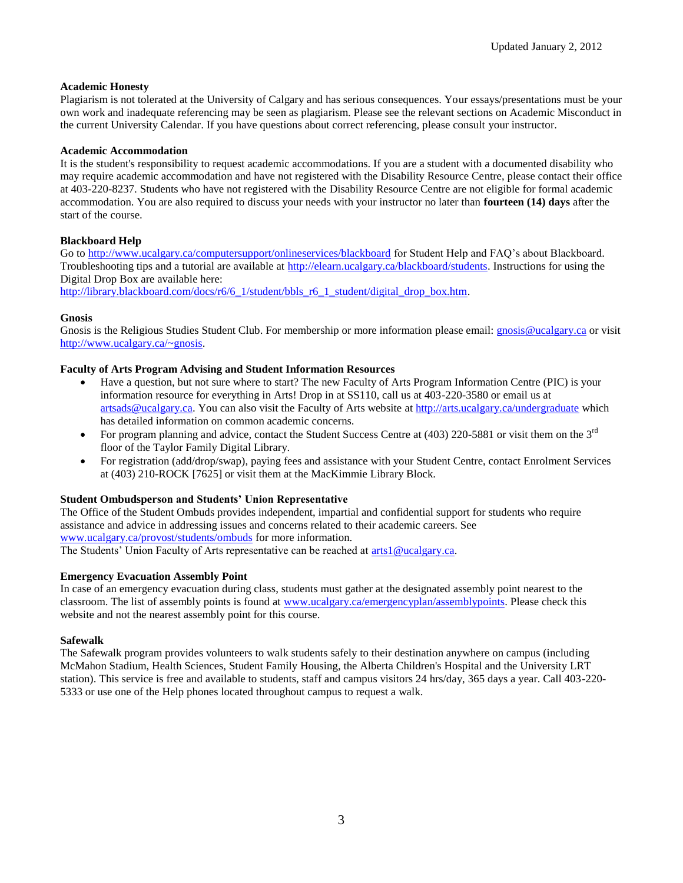Updated January 2, 2012

**Academic Honesty**
Plagiarism is not tolerated at the University of Calgary and has serious consequences. Your essays/presentations must be your own work and inadequate referencing may be seen as plagiarism. Please see the relevant sections on Academic Misconduct in the current University Calendar. If you have questions about correct referencing, please consult your instructor.

**Academic Accommodation**
It is the student's responsibility to request academic accommodations. If you are a student with a documented disability who may require academic accommodation and have not registered with the Disability Resource Centre, please contact their office at 403-220-8237. Students who have not registered with the Disability Resource Centre are not eligible for formal academic accommodation. You are also required to discuss your needs with your instructor no later than **fourteen (14) days** after the start of the course.

**Blackboard Help**
Go to http://www.ucalgary.ca/computersupport/onlineservices/blackboard for Student Help and FAQ's about Blackboard. Troubleshooting tips and a tutorial are available at http://elearn.ucalgary.ca/blackboard/students. Instructions for using the Digital Drop Box are available here:
http://library.blackboard.com/docs/r6/6_1/student/bbls_r6_1_student/digital_drop_box.htm.

**Gnosis**
Gnosis is the Religious Studies Student Club. For membership or more information please email: gnosis@ucalgary.ca or visit http://www.ucalgary.ca/~gnosis.

**Faculty of Arts Program Advising and Student Information Resources**

- Have a question, but not sure where to start? The new Faculty of Arts Program Information Centre (PIC) is your information resource for everything in Arts! Drop in at SS110, call us at 403-220-3580 or email us at artsads@ucalgary.ca. You can also visit the Faculty of Arts website at http://arts.ucalgary.ca/undergraduate which has detailed information on common academic concerns.
- For program planning and advice, contact the Student Success Centre at (403) 220-5881 or visit them on the 3rd floor of the Taylor Family Digital Library.
- For registration (add/drop/swap), paying fees and assistance with your Student Centre, contact Enrolment Services at (403) 210-ROCK [7625] or visit them at the MacKimmie Library Block.

**Student Ombudsperson and Students' Union Representative**
The Office of the Student Ombuds provides independent, impartial and confidential support for students who require assistance and advice in addressing issues and concerns related to their academic careers. See www.ucalgary.ca/provost/students/ombuds for more information.
The Students' Union Faculty of Arts representative can be reached at arts1@ucalgary.ca.

**Emergency Evacuation Assembly Point**
In case of an emergency evacuation during class, students must gather at the designated assembly point nearest to the classroom. The list of assembly points is found at www.ucalgary.ca/emergencyplan/assemblypoints. Please check this website and not the nearest assembly point for this course.

**Safewalk**
The Safewalk program provides volunteers to walk students safely to their destination anywhere on campus (including McMahon Stadium, Health Sciences, Student Family Housing, the Alberta Children's Hospital and the University LRT station). This service is free and available to students, staff and campus visitors 24 hrs/day, 365 days a year. Call 403-220-5333 or use one of the Help phones located throughout campus to request a walk.